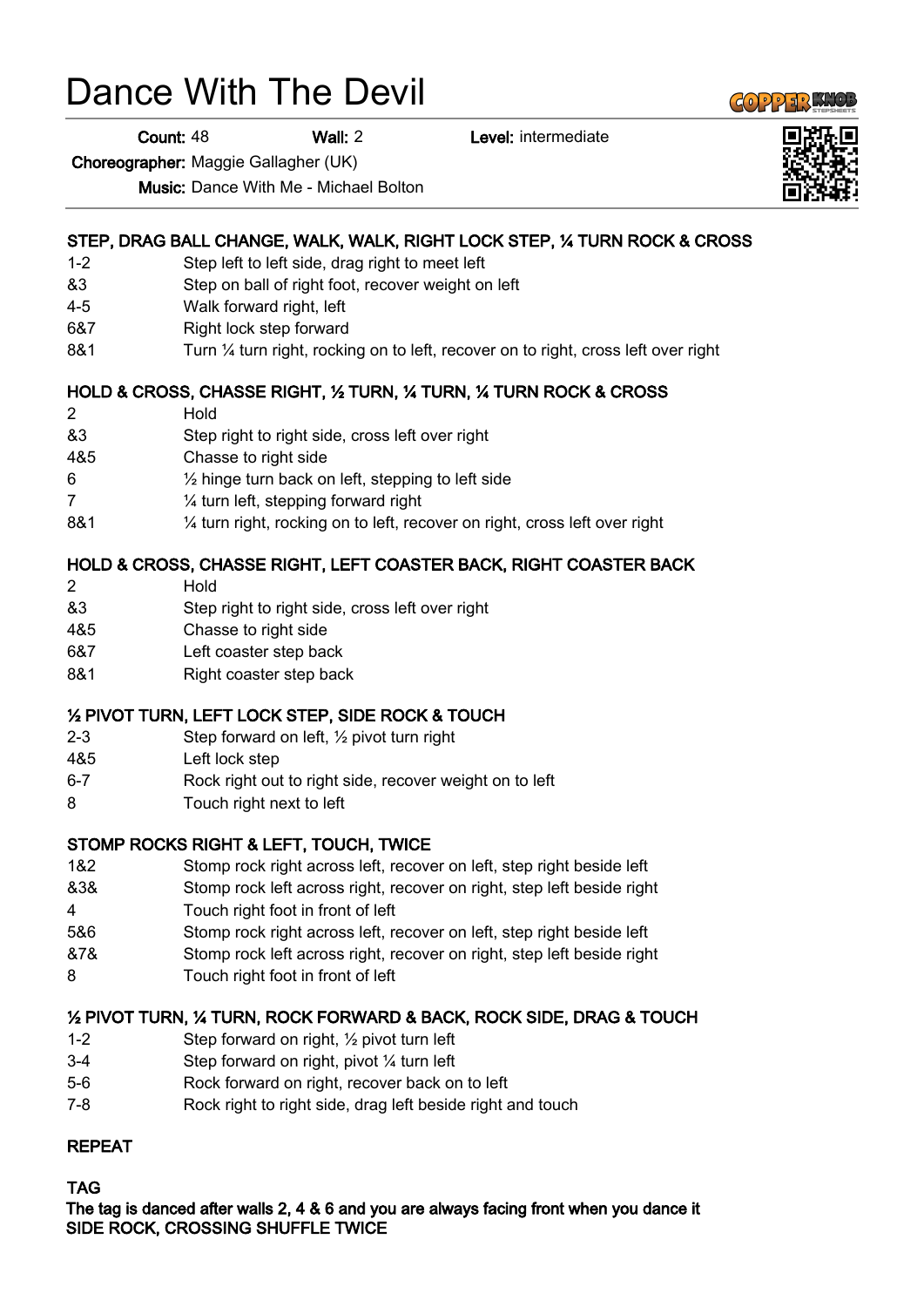# Dance With The Devil

**Count:** 48 **Wall:** 2 **Level:** intermediate

**Choreographer:** Maggie Gallagher (UK)

**Music:** Dance With Me - Michael Bolton

### STEP, DRAG BALL CHANGE, WALK, WALK, RIGHT LOCK STEP, ¼ TURN ROCK & CROSS

| | |
|---|---|
| 1-2 | Step left to left side, drag right to meet left |
| &3 | Step on ball of right foot, recover weight on left |
| 4-5 | Walk forward right, left |
| 6&7 | Right lock step forward |
| 8&1 | Turn ¼ turn right, rocking on to left, recover on to right, cross left over right |

### HOLD & CROSS, CHASSE RIGHT, ½ TURN, ¼ TURN, ¼ TURN ROCK & CROSS

| | |
|---|---|
| 2 | Hold |
| &3 | Step right to right side, cross left over right |
| 4&5 | Chasse to right side |
| 6 | ½ hinge turn back on left, stepping to left side |
| 7 | ¼ turn left, stepping forward right |
| 8&1 | ¼ turn right, rocking on to left, recover on right, cross left over right |

### HOLD & CROSS, CHASSE RIGHT, LEFT COASTER BACK, RIGHT COASTER BACK

| | |
|---|---|
| 2 | Hold |
| &3 | Step right to right side, cross left over right |
| 4&5 | Chasse to right side |
| 6&7 | Left coaster step back |
| 8&1 | Right coaster step back |

### ½ PIVOT TURN, LEFT LOCK STEP, SIDE ROCK & TOUCH

| | |
|---|---|
| 2-3 | Step forward on left, ½ pivot turn right |
| 4&5 | Left lock step |
| 6-7 | Rock right out to right side, recover weight on to left |
| 8 | Touch right next to left |

### STOMP ROCKS RIGHT & LEFT, TOUCH, TWICE

| | |
|---|---|
| 1&2 | Stomp rock right across left, recover on left, step right beside left |
| &3& | Stomp rock left across right, recover on right, step left beside right |
| 4 | Touch right foot in front of left |
| 5&6 | Stomp rock right across left, recover on left, step right beside left |
| &7& | Stomp rock left across right, recover on right, step left beside right |
| 8 | Touch right foot in front of left |

### ½ PIVOT TURN, ¼ TURN, ROCK FORWARD & BACK, ROCK SIDE, DRAG & TOUCH

| | |
|---|---|
| 1-2 | Step forward on right, ½ pivot turn left |
| 3-4 | Step forward on right, pivot ¼ turn left |
| 5-6 | Rock forward on right, recover back on to left |
| 7-8 | Rock right to right side, drag left beside right and touch |

### REPEAT

### TAG

**The tag is danced after walls 2, 4 & 6 and you are always facing front when you dance it**
**SIDE ROCK, CROSSING SHUFFLE TWICE**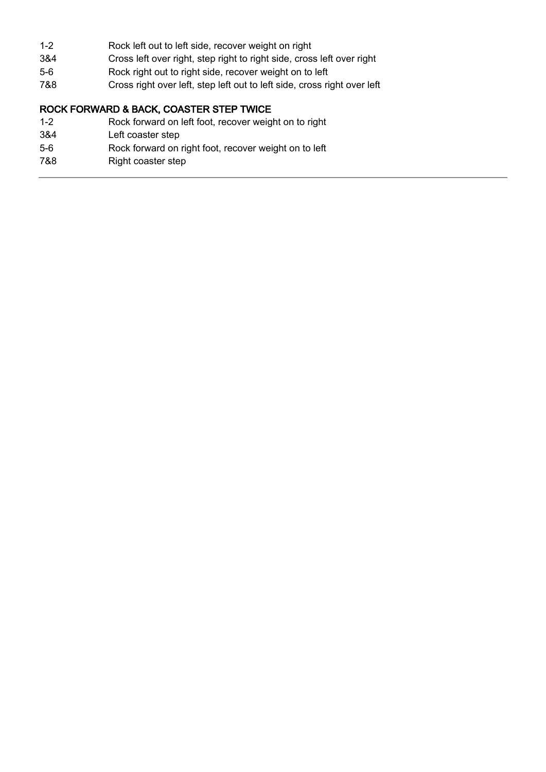| | |
|---|---|
| 1-2 | Rock left out to left side, recover weight on right |
| 3&4 | Cross left over right, step right to right side, cross left over right |
| 5-6 | Rock right out to right side, recover weight on to left |
| 7&8 | Cross right over left, step left out to left side, cross right over left |

**ROCK FORWARD & BACK, COASTER STEP TWICE**

| | |
|---|---|
| 1-2 | Rock forward on left foot, recover weight on to right |
| 3&4 | Left coaster step |
| 5-6 | Rock forward on right foot, recover weight on to left |
| 7&8 | Right coaster step |

---